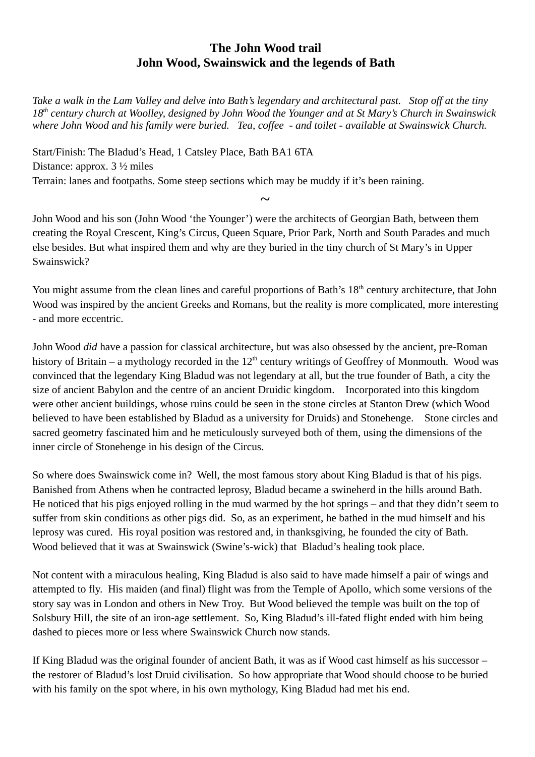# The John Wood trail
## John Wood, Swainswick and the legends of Bath

*Take a walk in the Lam Valley and delve into Bath's legendary and architectural past. Stop off at the tiny 18th century church at Woolley, designed by John Wood the Younger and at St Mary's Church in Swainswick where John Wood and his family were buried. Tea, coffee - and toilet - available at Swainswick Church.*

Start/Finish: The Bladud's Head, 1 Catsley Place, Bath BA1 6TA
Distance: approx. 3 ½ miles
Terrain: lanes and footpaths. Some steep sections which may be muddy if it's been raining.

~

John Wood and his son (John Wood 'the Younger') were the architects of Georgian Bath, between them creating the Royal Crescent, King's Circus, Queen Square, Prior Park, North and South Parades and much else besides. But what inspired them and why are they buried in the tiny church of St Mary's in Upper Swainswick?

You might assume from the clean lines and careful proportions of Bath's 18th century architecture, that John Wood was inspired by the ancient Greeks and Romans, but the reality is more complicated, more interesting - and more eccentric.

John Wood *did* have a passion for classical architecture, but was also obsessed by the ancient, pre-Roman history of Britain – a mythology recorded in the 12th century writings of Geoffrey of Monmouth. Wood was convinced that the legendary King Bladud was not legendary at all, but the true founder of Bath, a city the size of ancient Babylon and the centre of an ancient Druidic kingdom. Incorporated into this kingdom were other ancient buildings, whose ruins could be seen in the stone circles at Stanton Drew (which Wood believed to have been established by Bladud as a university for Druids) and Stonehenge. Stone circles and sacred geometry fascinated him and he meticulously surveyed both of them, using the dimensions of the inner circle of Stonehenge in his design of the Circus.

So where does Swainswick come in? Well, the most famous story about King Bladud is that of his pigs. Banished from Athens when he contracted leprosy, Bladud became a swineherd in the hills around Bath. He noticed that his pigs enjoyed rolling in the mud warmed by the hot springs – and that they didn't seem to suffer from skin conditions as other pigs did. So, as an experiment, he bathed in the mud himself and his leprosy was cured. His royal position was restored and, in thanksgiving, he founded the city of Bath. Wood believed that it was at Swainswick (Swine's-wick) that Bladud's healing took place.

Not content with a miraculous healing, King Bladud is also said to have made himself a pair of wings and attempted to fly. His maiden (and final) flight was from the Temple of Apollo, which some versions of the story say was in London and others in New Troy. But Wood believed the temple was built on the top of Solsbury Hill, the site of an iron-age settlement. So, King Bladud's ill-fated flight ended with him being dashed to pieces more or less where Swainswick Church now stands.

If King Bladud was the original founder of ancient Bath, it was as if Wood cast himself as his successor – the restorer of Bladud's lost Druid civilisation. So how appropriate that Wood should choose to be buried with his family on the spot where, in his own mythology, King Bladud had met his end.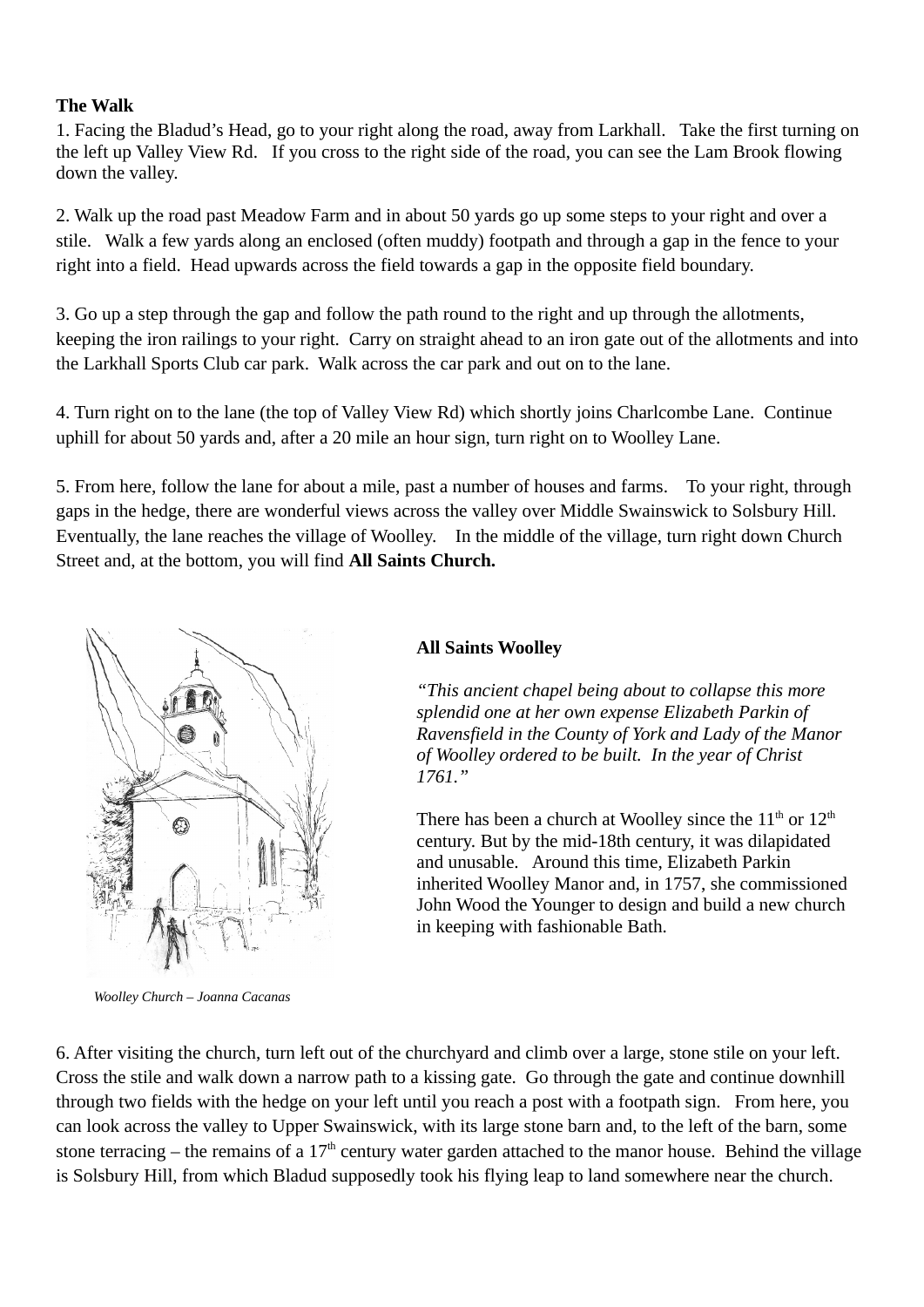**The Walk**

1. Facing the Bladud's Head, go to your right along the road, away from Larkhall. Take the first turning on the left up Valley View Rd. If you cross to the right side of the road, you can see the Lam Brook flowing down the valley.

2. Walk up the road past Meadow Farm and in about 50 yards go up some steps to your right and over a stile. Walk a few yards along an enclosed (often muddy) footpath and through a gap in the fence to your right into a field. Head upwards across the field towards a gap in the opposite field boundary.

3. Go up a step through the gap and follow the path round to the right and up through the allotments, keeping the iron railings to your right. Carry on straight ahead to an iron gate out of the allotments and into the Larkhall Sports Club car park. Walk across the car park and out on to the lane.

4. Turn right on to the lane (the top of Valley View Rd) which shortly joins Charlcombe Lane. Continue uphill for about 50 yards and, after a 20 mile an hour sign, turn right on to Woolley Lane.

5. From here, follow the lane for about a mile, past a number of houses and farms. To your right, through gaps in the hedge, there are wonderful views across the valley over Middle Swainswick to Solsbury Hill. Eventually, the lane reaches the village of Woolley. In the middle of the village, turn right down Church Street and, at the bottom, you will find **All Saints Church.**

*Woolley Church – Joanna Cacanas*

**All Saints Woolley**

*"This ancient chapel being about to collapse this more splendid one at her own expense Elizabeth Parkin of Ravensfield in the County of York and Lady of the Manor of Woolley ordered to be built. In the year of Christ 1761."*

There has been a church at Woolley since the 11th or 12th century. But by the mid-18th century, it was dilapidated and unusable. Around this time, Elizabeth Parkin inherited Woolley Manor and, in 1757, she commissioned John Wood the Younger to design and build a new church in keeping with fashionable Bath.

6. After visiting the church, turn left out of the churchyard and climb over a large, stone stile on your left. Cross the stile and walk down a narrow path to a kissing gate. Go through the gate and continue downhill through two fields with the hedge on your left until you reach a post with a footpath sign. From here, you can look across the valley to Upper Swainswick, with its large stone barn and, to the left of the barn, some stone terracing – the remains of a 17th century water garden attached to the manor house. Behind the village is Solsbury Hill, from which Bladud supposedly took his flying leap to land somewhere near the church.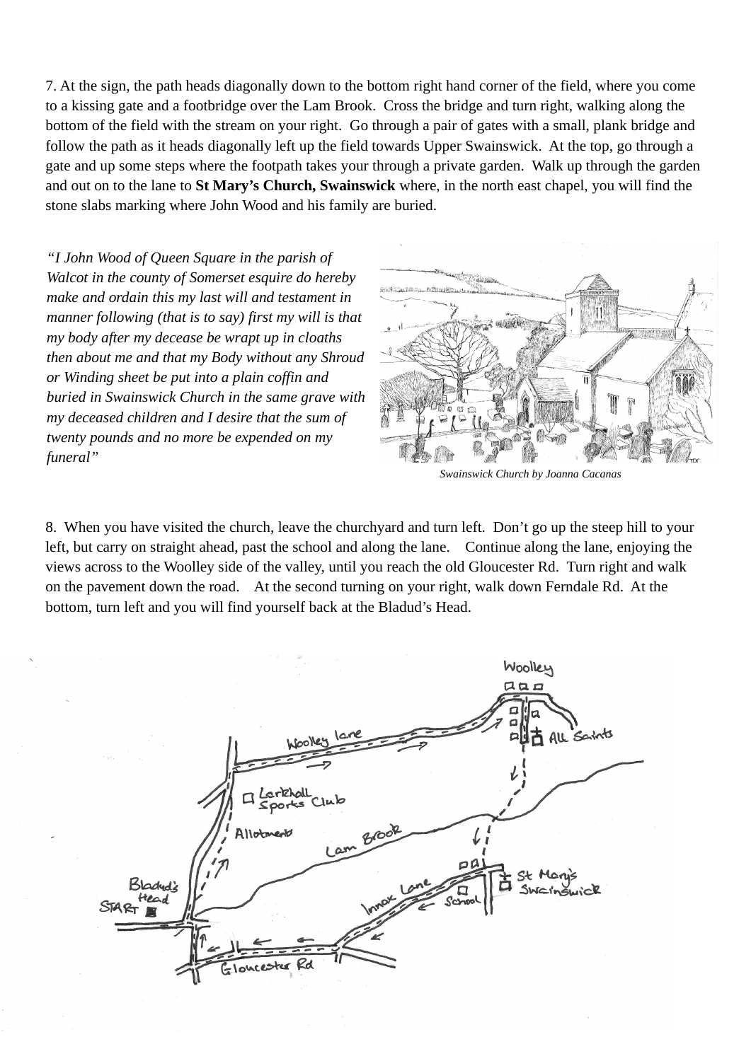7. At the sign, the path heads diagonally down to the bottom right hand corner of the field, where you come to a kissing gate and a footbridge over the Lam Brook. Cross the bridge and turn right, walking along the bottom of the field with the stream on your right. Go through a pair of gates with a small, plank bridge and follow the path as it heads diagonally left up the field towards Upper Swainswick. At the top, go through a gate and up some steps where the footpath takes your through a private garden. Walk up through the garden and out on to the lane to **St Mary's Church, Swainswick** where, in the north east chapel, you will find the stone slabs marking where John Wood and his family are buried.

*"I John Wood of Queen Square in the parish of Walcot in the county of Somerset esquire do hereby make and ordain this my last will and testament in manner following (that is to say) first my will is that my body after my decease be wrapt up in cloaths then about me and that my Body without any Shroud or Winding sheet be put into a plain coffin and buried in Swainswick Church in the same grave with my deceased children and I desire that the sum of twenty pounds and no more be expended on my funeral"*

*Swainswick Church by Joanna Cacanas*

8. When you have visited the church, leave the churchyard and turn left. Don't go up the steep hill to your left, but carry on straight ahead, past the school and along the lane. Continue along the lane, enjoying the views across to the Woolley side of the valley, until you reach the old Gloucester Rd. Turn right and walk on the pavement down the road. At the second turning on your right, walk down Ferndale Rd. At the bottom, turn left and you will find yourself back at the Bladud's Head.

Woolley
Woolley lane
All Saints
Larkhall Sports Club
Allotments
Lam Brook
St Mary's Swainswick
Innox Lane
School
Bladud's Head
START
Gloucester Rd